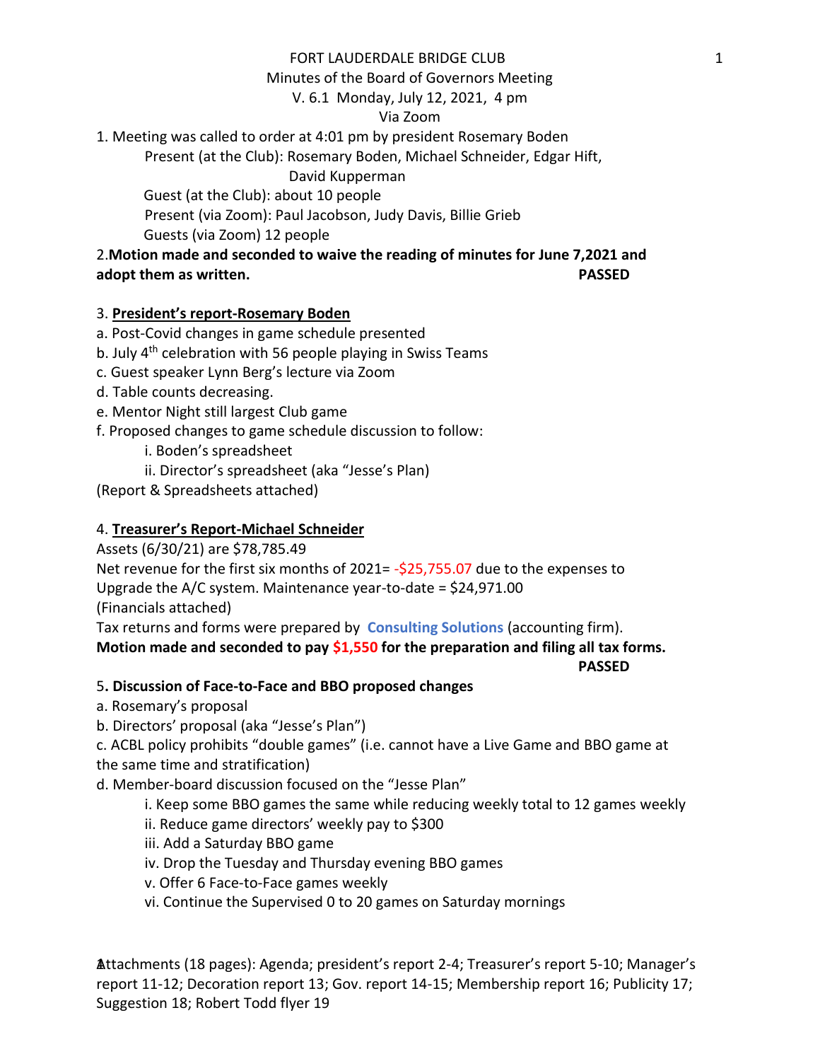FORT LAUDERDALE BRIDGE CLUB

Minutes of the Board of Governors Meeting

V. 6.1 Monday, July 12, 2021, 4 pm

Via Zoom

1. Meeting was called to order at 4:01 pm by president Rosemary Boden

    Present (at the Club): Rosemary Boden, Michael Schneider, Edgar Hift, David Kupperman

    Guest (at the Club): about 10 people

    Present (via Zoom): Paul Jacobson, Judy Davis, Billie Grieb

    Guests (via Zoom) 12 people

2.**Motion made and seconded to waive the reading of minutes for June 7,2021 and adopt them as written.** **PASSED**

3. **President's report-Rosemary Boden**

a. Post-Covid changes in game schedule presented

b. July 4th celebration with 56 people playing in Swiss Teams

c. Guest speaker Lynn Berg's lecture via Zoom

d. Table counts decreasing.

e. Mentor Night still largest Club game

f. Proposed changes to game schedule discussion to follow:

   i. Boden's spreadsheet

   ii. Director's spreadsheet (aka "Jesse's Plan)

(Report & Spreadsheets attached)

4. **Treasurer's Report-Michael Schneider**

Assets (6/30/21) are $78,785.49

Net revenue for the first six months of 2021= -$25,755.07 due to the expenses to Upgrade the A/C system. Maintenance year-to-date = $24,971.00

(Financials attached)

Tax returns and forms were prepared by Consulting Solutions (accounting firm).

**Motion made and seconded to pay $1,550 for the preparation and filing all tax forms.** **PASSED**

5**. Discussion of Face-to-Face and BBO proposed changes**

a. Rosemary's proposal

b. Directors' proposal (aka "Jesse's Plan")

c. ACBL policy prohibits "double games" (i.e. cannot have a Live Game and BBO game at the same time and stratification)

d. Member-board discussion focused on the "Jesse Plan"

   i. Keep some BBO games the same while reducing weekly total to 12 games weekly

   ii. Reduce game directors' weekly pay to $300

   iii. Add a Saturday BBO game

   iv. Drop the Tuesday and Thursday evening BBO games

   v. Offer 6 Face-to-Face games weekly

   vi. Continue the Supervised 0 to 20 games on Saturday mornings

Attachments (18 pages): Agenda; president's report 2-4; Treasurer's report 5-10; Manager's report 11-12; Decoration report 13; Gov. report 14-15; Membership report 16; Publicity 17; Suggestion 18; Robert Todd flyer 19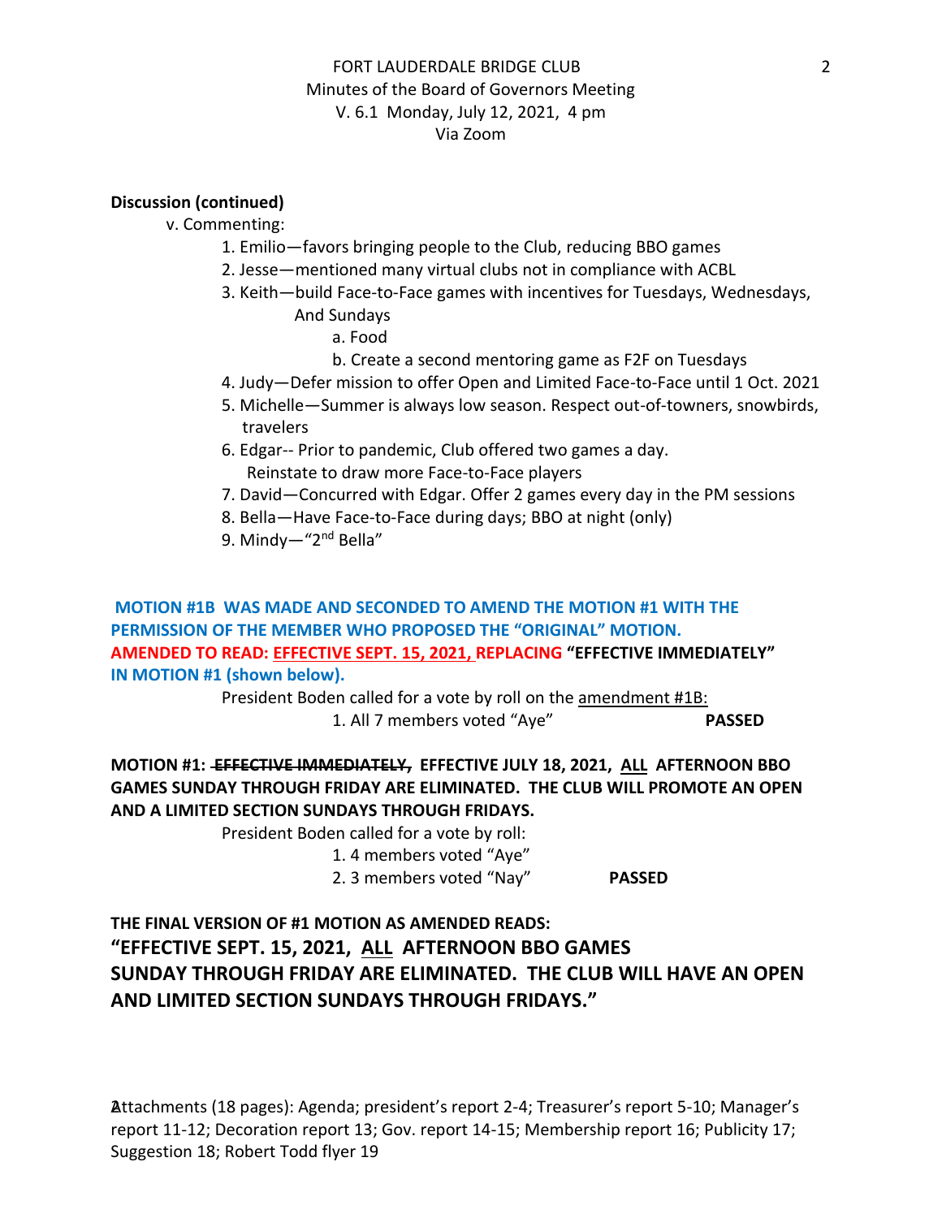**Discussion (continued)**

v. Commenting:

1. Emilio—favors bringing people to the Club, reducing BBO games
2. Jesse—mentioned many virtual clubs not in compliance with ACBL
3. Keith—build Face-to-Face games with incentives for Tuesdays, Wednesdays, And Sundays
   a. Food
   b. Create a second mentoring game as F2F on Tuesdays
4. Judy—Defer mission to offer Open and Limited Face-to-Face until 1 Oct. 2021
5. Michelle—Summer is always low season. Respect out-of-towners, snowbirds, travelers
6. Edgar-- Prior to pandemic, Club offered two games a day. Reinstate to draw more Face-to-Face players
7. David—Concurred with Edgar. Offer 2 games every day in the PM sessions
8. Bella—Have Face-to-Face during days; BBO at night (only)
9. Mindy—"2nd Bella"

**MOTION #1B WAS MADE AND SECONDED TO AMEND THE MOTION #1 WITH THE PERMISSION OF THE MEMBER WHO PROPOSED THE "ORIGINAL" MOTION. AMENDED TO READ: EFFECTIVE SEPT. 15, 2021, REPLACING "EFFECTIVE IMMEDIATELY" IN MOTION #1 (shown below).**

President Boden called for a vote by roll on the amendment #1B:

1. All 7 members voted "Aye" **PASSED**

**MOTION #1: ~~EFFECTIVE IMMEDIATELY,~~ EFFECTIVE JULY 18, 2021, ALL AFTERNOON BBO GAMES SUNDAY THROUGH FRIDAY ARE ELIMINATED. THE CLUB WILL PROMOTE AN OPEN AND A LIMITED SECTION SUNDAYS THROUGH FRIDAYS.**

President Boden called for a vote by roll:

1. 4 members voted "Aye"
2. 3 members voted "Nay" **PASSED**

**THE FINAL VERSION OF #1 MOTION AS AMENDED READS:**

**"EFFECTIVE SEPT. 15, 2021, ALL AFTERNOON BBO GAMES SUNDAY THROUGH FRIDAY ARE ELIMINATED. THE CLUB WILL HAVE AN OPEN AND LIMITED SECTION SUNDAYS THROUGH FRIDAYS."**

Attachments (18 pages): Agenda; president's report 2-4; Treasurer's report 5-10; Manager's report 11-12; Decoration report 13; Gov. report 14-15; Membership report 16; Publicity 17; Suggestion 18; Robert Todd flyer 19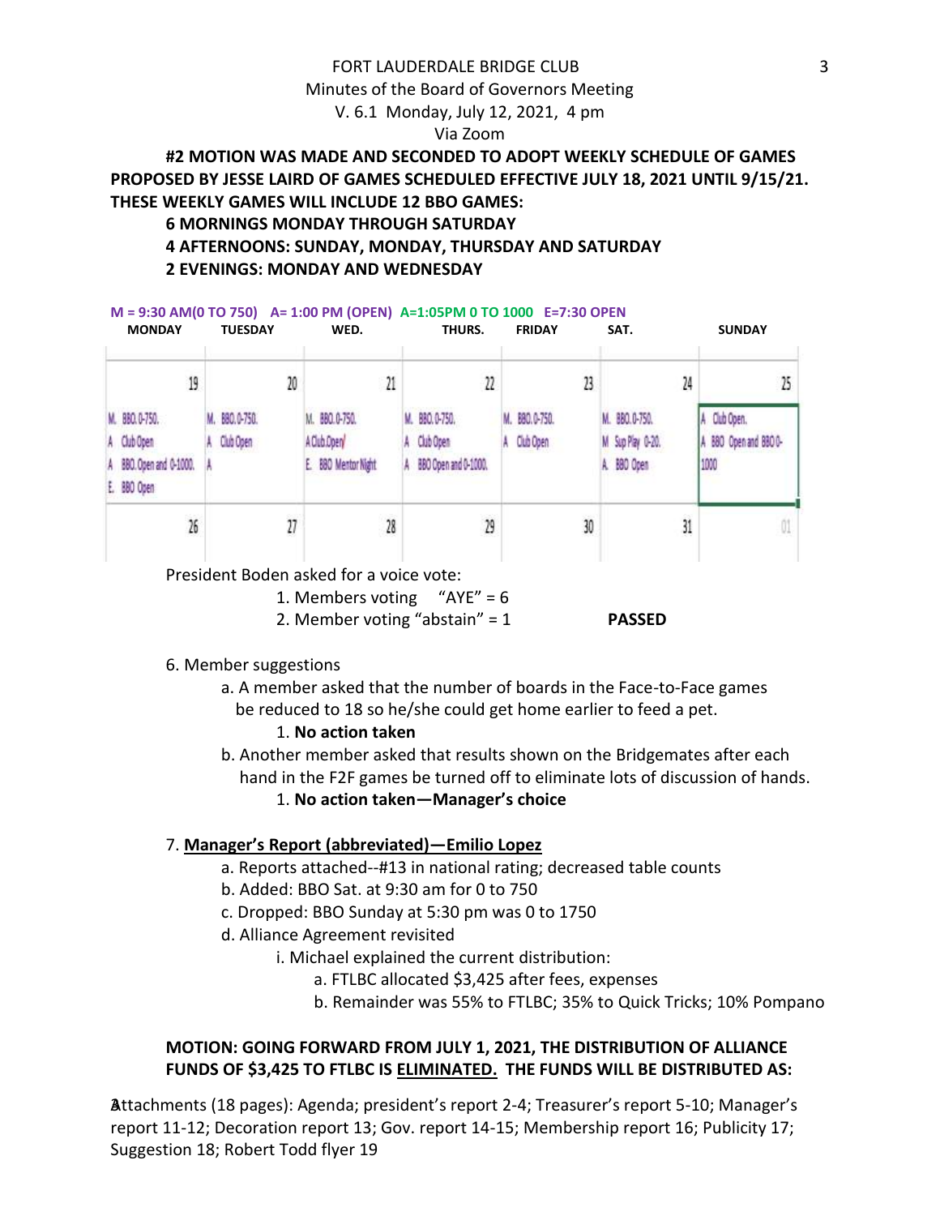FORT LAUDERDALE BRIDGE CLUB

Minutes of the Board of Governors Meeting

V. 6.1 Monday, July 12, 2021, 4 pm

Via Zoom

**#2 MOTION WAS MADE AND SECONDED TO ADOPT WEEKLY SCHEDULE OF GAMES PROPOSED BY JESSE LAIRD OF GAMES SCHEDULED EFFECTIVE JULY 18, 2021 UNTIL 9/15/21. THESE WEEKLY GAMES WILL INCLUDE 12 BBO GAMES:**

**6 MORNINGS MONDAY THROUGH SATURDAY**

**4 AFTERNOONS: SUNDAY, MONDAY, THURSDAY AND SATURDAY**

**2 EVENINGS: MONDAY AND WEDNESDAY**

**M = 9:30 AM(0 TO 750) A= 1:00 PM (OPEN) A=1:05PM 0 TO 1000 E=7:30 OPEN**

| MONDAY | TUESDAY | WED. | THURS. | FRIDAY | SAT. | SUNDAY |
|---|---|---|---|---|---|---|
| 19 | 20 | 21 | 22 | 23 | 24 | 25 |
| M. BBO.0-750.<br>A Club Open<br>A BBO. Open and 0-1000.<br>E. BBO Open | M. BBO.0-750.<br>A Club Open<br>A | M. BBO.0-750.<br>A Club.Open/<br>E. BBO Mentor Night | M. BBO.0-750.<br>A Club Open<br>A BBO Open and 0-1000. | M. BBO.0-750.<br>A Club Open | M. BBO.0-750.<br>M Sup Play 0-20.<br>A. BBO Open | A Club Open.<br>A BBO Open and BBO 0-1000 |
| 26 | 27 | 28 | 29 | 30 | 31 | 01 |

President Boden asked for a voice vote:

1. Members voting "AYE" = 6
2. Member voting "abstain" = 1 **PASSED**

6. Member suggestions
   a. A member asked that the number of boards in the Face-to-Face games be reduced to 18 so he/she could get home earlier to feed a pet.
      1. **No action taken**
   b. Another member asked that results shown on the Bridgemates after each hand in the F2F games be turned off to eliminate lots of discussion of hands.
      1. **No action taken—Manager's choice**

7. **<u>Manager's Report (abbreviated)—Emilio Lopez</u>**
   a. Reports attached--#13 in national rating; decreased table counts
   b. Added: BBO Sat. at 9:30 am for 0 to 750
   c. Dropped: BBO Sunday at 5:30 pm was 0 to 1750
   d. Alliance Agreement revisited
      i. Michael explained the current distribution:
         a. FTLBC allocated $3,425 after fees, expenses
         b. Remainder was 55% to FTLBC; 35% to Quick Tricks; 10% Pompano

**MOTION: GOING FORWARD FROM JULY 1, 2021, THE DISTRIBUTION OF ALLIANCE FUNDS OF $3,425 TO FTLBC IS <u>ELIMINATED.</u> THE FUNDS WILL BE DISTRIBUTED AS:**

Attachments (18 pages): Agenda; president's report 2-4; Treasurer's report 5-10; Manager's report 11-12; Decoration report 13; Gov. report 14-15; Membership report 16; Publicity 17; Suggestion 18; Robert Todd flyer 19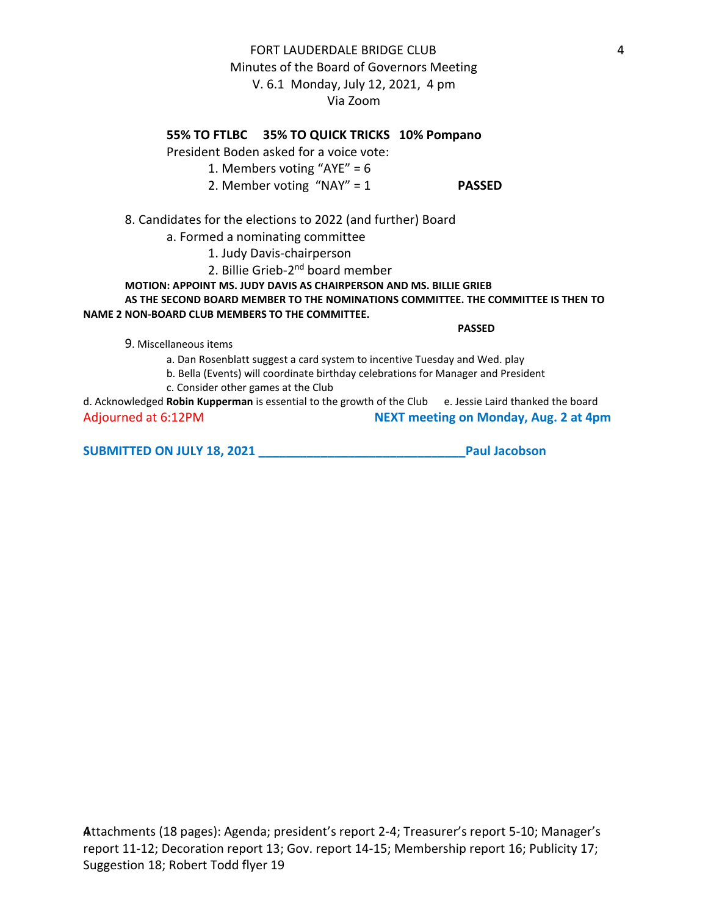FORT LAUDERDALE BRIDGE CLUB
Minutes of the Board of Governors Meeting
V. 6.1 Monday, July 12, 2021, 4 pm
Via Zoom

**55% TO FTLBC 35% TO QUICK TRICKS 10% Pompano**

President Boden asked for a voice vote:

1. Members voting "AYE" = 6
2. Member voting "NAY" = 1 **PASSED**

8. Candidates for the elections to 2022 (and further) Board
   a. Formed a nominating committee
      1. Judy Davis-chairperson
      2. Billie Grieb-2nd board member

**MOTION: APPOINT MS. JUDY DAVIS AS CHAIRPERSON AND MS. BILLIE GRIEB AS THE SECOND BOARD MEMBER TO THE NOMINATIONS COMMITTEE. THE COMMITTEE IS THEN TO NAME 2 NON-BOARD CLUB MEMBERS TO THE COMMITTEE.**

**PASSED**

9. Miscellaneous items
   a. Dan Rosenblatt suggest a card system to incentive Tuesday and Wed. play
   b. Bella (Events) will coordinate birthday celebrations for Manager and President
   c. Consider other games at the Club

d. Acknowledged **Robin Kupperman** is essential to the growth of the Club e. Jessie Laird thanked the board

Adjourned at 6:12PM **NEXT meeting on Monday, Aug. 2 at 4pm**

**SUBMITTED ON JULY 18, 2021 ______________________________Paul Jacobson**

Attachments (18 pages): Agenda; president's report 2-4; Treasurer's report 5-10; Manager's report 11-12; Decoration report 13; Gov. report 14-15; Membership report 16; Publicity 17; Suggestion 18; Robert Todd flyer 19